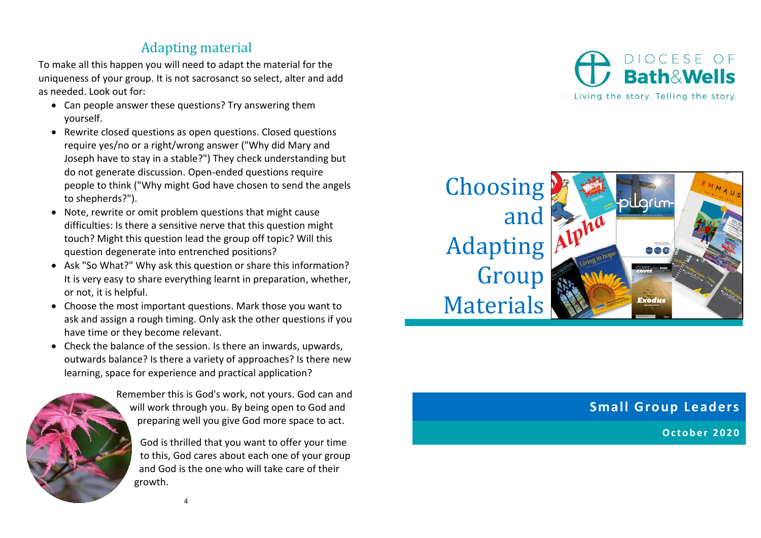## Adapting material

To make all this happen you will need to adapt the material for the uniqueness of your group. It is not sacrosanct so select, alter and add as needed. Look out for:

- Can people answer these questions? Try answering them yourself.
- Rewrite closed questions as open questions. Closed questions require yes/no or a right/wrong answer ("Why did Mary and Joseph have to stay in a stable?") They check understanding but do not generate discussion. Open-ended questions require people to think ("Why might God have chosen to send the angels to shepherds?").
- Note, rewrite or omit problem questions that might cause difficulties: Is there a sensitive nerve that this question might touch? Might this question lead the group off topic? Will this question degenerate into entrenched positions?
- Ask "So What?" Why ask this question or share this information? It is very easy to share everything learnt in preparation, whether, or not, it is helpful.
- Choose the most important questions. Mark those you want to ask and assign a rough timing. Only ask the other questions if you have time or they become relevant.
- Check the balance of the session. Is there an inwards, upwards, outwards balance? Is there a variety of approaches? Is there new learning, space for experience and practical application?

Remember this is God's work, not yours. God can and will work through you. By being open to God and preparing well you give God more space to act.

God is thrilled that you want to offer your time to this, God cares about each one of your group and God is the one who will take care of their growth.

DIOCESE OF **Bath&Wells**

Living the story. Telling the story.

# Choosing and Adapting Group Materials

**Small Group Leaders**

**October 2020**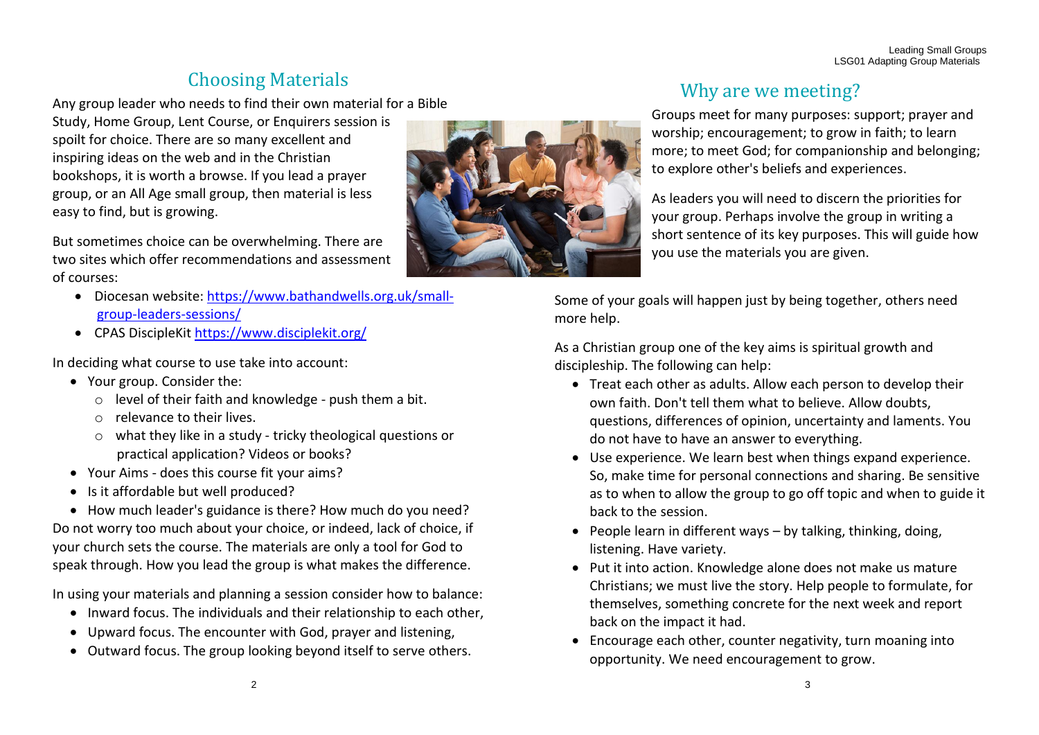## Choosing Materials

Any group leader who needs to find their own material for a Bible Study, Home Group, Lent Course, or Enquirers session is spoilt for choice. There are so many excellent and inspiring ideas on the web and in the Christian bookshops, it is worth a browse. If you lead a prayer group, or an All Age small group, then material is less easy to find, but is growing.

But sometimes choice can be overwhelming. There are two sites which offer recommendations and assessment of courses:

- Diocesan website: https://www.bathandwells.org.uk/small-group-leaders-sessions/
- CPAS DiscipleKit https://www.disciplekit.org/

In deciding what course to use take into account:

- Your group. Consider the:
  - level of their faith and knowledge - push them a bit.
  - relevance to their lives.
  - what they like in a study - tricky theological questions or practical application? Videos or books?
- Your Aims - does this course fit your aims?
- Is it affordable but well produced?
- How much leader's guidance is there? How much do you need?

Do not worry too much about your choice, or indeed, lack of choice, if your church sets the course. The materials are only a tool for God to speak through. How you lead the group is what makes the difference.

In using your materials and planning a session consider how to balance:

- Inward focus. The individuals and their relationship to each other,
- Upward focus. The encounter with God, prayer and listening,
- Outward focus. The group looking beyond itself to serve others.

## Why are we meeting?

Groups meet for many purposes: support; prayer and worship; encouragement; to grow in faith; to learn more; to meet God; for companionship and belonging; to explore other's beliefs and experiences.

As leaders you will need to discern the priorities for your group. Perhaps involve the group in writing a short sentence of its key purposes. This will guide how you use the materials you are given.

Some of your goals will happen just by being together, others need more help.

As a Christian group one of the key aims is spiritual growth and discipleship. The following can help:

- Treat each other as adults. Allow each person to develop their own faith. Don't tell them what to believe. Allow doubts, questions, differences of opinion, uncertainty and laments. You do not have to have an answer to everything.
- Use experience. We learn best when things expand experience. So, make time for personal connections and sharing. Be sensitive as to when to allow the group to go off topic and when to guide it back to the session.
- People learn in different ways – by talking, thinking, doing, listening. Have variety.
- Put it into action. Knowledge alone does not make us mature Christians; we must live the story. Help people to formulate, for themselves, something concrete for the next week and report back on the impact it had.
- Encourage each other, counter negativity, turn moaning into opportunity. We need encouragement to grow.